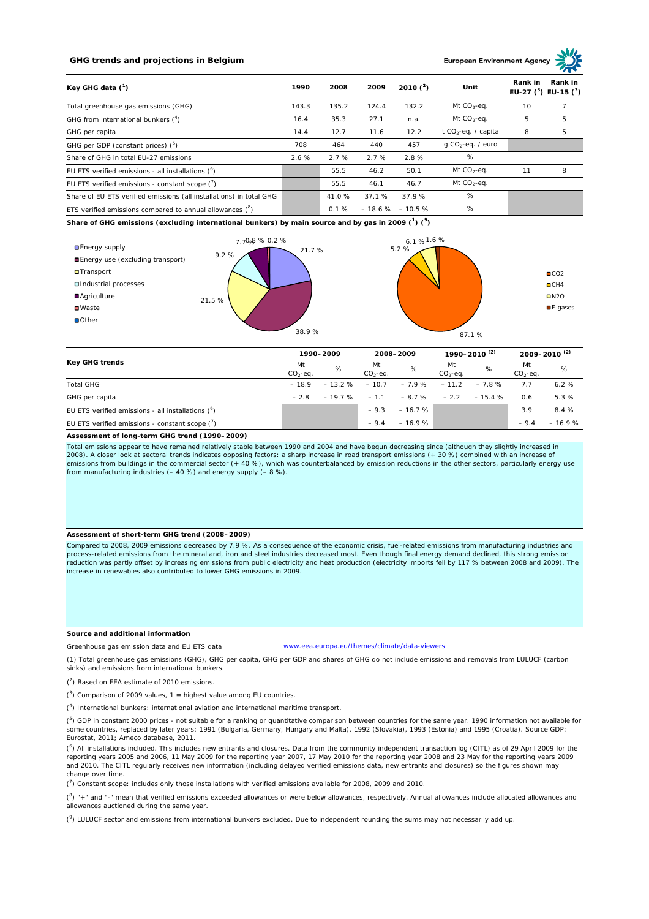# GHG trends and projections in Belgium

European Environment Agency

| Key GHG data [1] | 1990 | 2008 | 2009 | 2010 [2] | Unit | Rank in EU-27 [3] | Rank in EU-15 [3] |
|---|---|---|---|---|---|---|---|
| Total greenhouse gas emissions (GHG) | 143.3 | 135.2 | 124.4 | 132.2 | Mt $CO_2$-eq. | 10 | 7 |
| GHG from international bunkers [4] | 16.4 | 35.3 | 27.1 | n.a. | Mt $CO_2$-eq. | 5 | 5 |
| GHG per capita | 14.4 | 12.7 | 11.6 | 12.2 | t $CO_2$-eq. / capita | 8 | 5 |
| GHG per GDP (constant prices) [5] | 708 | 464 | 440 | 457 | g $CO_2$-eq. / euro | | |
| Share of GHG in total EU-27 emissions | 2.6 % | 2.7 % | 2.7 % | 2.8 % | % | | |
| EU ETS verified emissions - all installations [6] | | 55.5 | 46.2 | 50.1 | Mt $CO_2$-eq. | 11 | 8 |
| EU ETS verified emissions - constant scope [7] | | 55.5 | 46.1 | 46.7 | Mt $CO_2$-eq. | | |
| Share of EU ETS verified emissions (all installations) in total GHG | | 41.0 % | 37.1 % | 37.9 % | % | | |
| ETS verified emissions compared to annual allowances [8] | | 0.1 % | – 18.6 % | – 10.5 % | % | | |

**Share of GHG emissions (excluding international bunkers) by main source and by gas in 2009 [1] [9]**

By main source: Energy supply 21.7 %; Energy use (excluding transport) 38.9 %; Transport 21.5 %; Industrial processes 9.2 %; Agriculture 7.7 %; Waste 0.8 %; Other 0.2 %

By gas: $CO_2$ 87.1 %; $CH_4$ 5.2 %; $N_2O$ 6.1 %; F-gases 1.6 %

| Key GHG trends | 1990–2009 | | 2008–2009 | | 1990–2010 [2] | | 2009–2010 [2] | |
|---|---|---|---|---|---|---|---|---|
| | Mt $CO_2$-eq. | % | Mt $CO_2$-eq. | % | Mt $CO_2$-eq. | % | Mt $CO_2$-eq. | % |
| Total GHG | – 18.9 | – 13.2 % | – 10.7 | – 7.9 % | – 11.2 | – 7.8 % | 7.7 | 6.2 % |
| GHG per capita | – 2.8 | – 19.7 % | – 1.1 | – 8.7 % | – 2.2 | – 15.4 % | 0.6 | 5.3 % |
| EU ETS verified emissions - all installations [6] | | | – 9.3 | – 16.7 % | | | 3.9 | 8.4 % |
| EU ETS verified emissions - constant scope [7] | | | – 9.4 | – 16.9 % | | | – 9.4 | – 16.9 % |

**Assessment of long-term GHG trend (1990–2009)**

Total emissions appear to have remained relatively stable between 1990 and 2004 and have begun decreasing since (although they slightly increased in 2008). A closer look at sectoral trends indicates opposing factors: a sharp increase in road transport emissions (+ 30 %) combined with an increase of emissions from buildings in the commercial sector (+ 40 %), which was counterbalanced by emission reductions in the other sectors, particularly energy use from manufacturing industries (– 40 %) and energy supply (– 8 %).

**Assessment of short-term GHG trend (2008–2009)**

Compared to 2008, 2009 emissions decreased by 7.9 %. As a consequence of the economic crisis, fuel-related emissions from manufacturing industries and process-related emissions from the mineral and, iron and steel industries decreased most. Even though final energy demand declined, this strong emission reduction was partly offset by increasing emissions from public electricity and heat production (electricity imports fell by 117 % between 2008 and 2009). The increase in renewables also contributed to lower GHG emissions in 2009.

**Source and additional information**

Greenhouse gas emission data and EU ETS data www.eea.europa.eu/themes/climate/data-viewers

(1) Total greenhouse gas emissions (GHG), GHG per capita, GHG per GDP and shares of GHG do not include emissions and removals from LULUCF (carbon sinks) and emissions from international bunkers.

(2) Based on EEA estimate of 2010 emissions.

(3) Comparison of 2009 values, 1 = highest value among EU countries.

(4) International bunkers: international aviation and international maritime transport.

(5) GDP in constant 2000 prices - not suitable for a ranking or quantitative comparison between countries for the same year. 1990 information not available for some countries, replaced by later years: 1991 (Bulgaria, Germany, Hungary and Malta), 1992 (Slovakia), 1993 (Estonia) and 1995 (Croatia). Source GDP: Eurostat, 2011; Ameco database, 2011.

(6) All installations included. This includes new entrants and closures. Data from the community independent transaction log (CITL) as of 29 April 2009 for the reporting years 2005 and 2006, 11 May 2009 for the reporting year 2007, 17 May 2010 for the reporting year 2008 and 23 May for the reporting years 2009 and 2010. The CITL regularly receives new information (including delayed verified emissions data, new entrants and closures) so the figures shown may change over time.

(7) Constant scope: includes only those installations with verified emissions available for 2008, 2009 and 2010.

(8) "+" and "-" mean that verified emissions exceeded allowances or were below allowances, respectively. Annual allowances include allocated allowances and allowances auctioned during the same year.

(9) LULUCF sector and emissions from international bunkers excluded. Due to independent rounding the sums may not necessarily add up.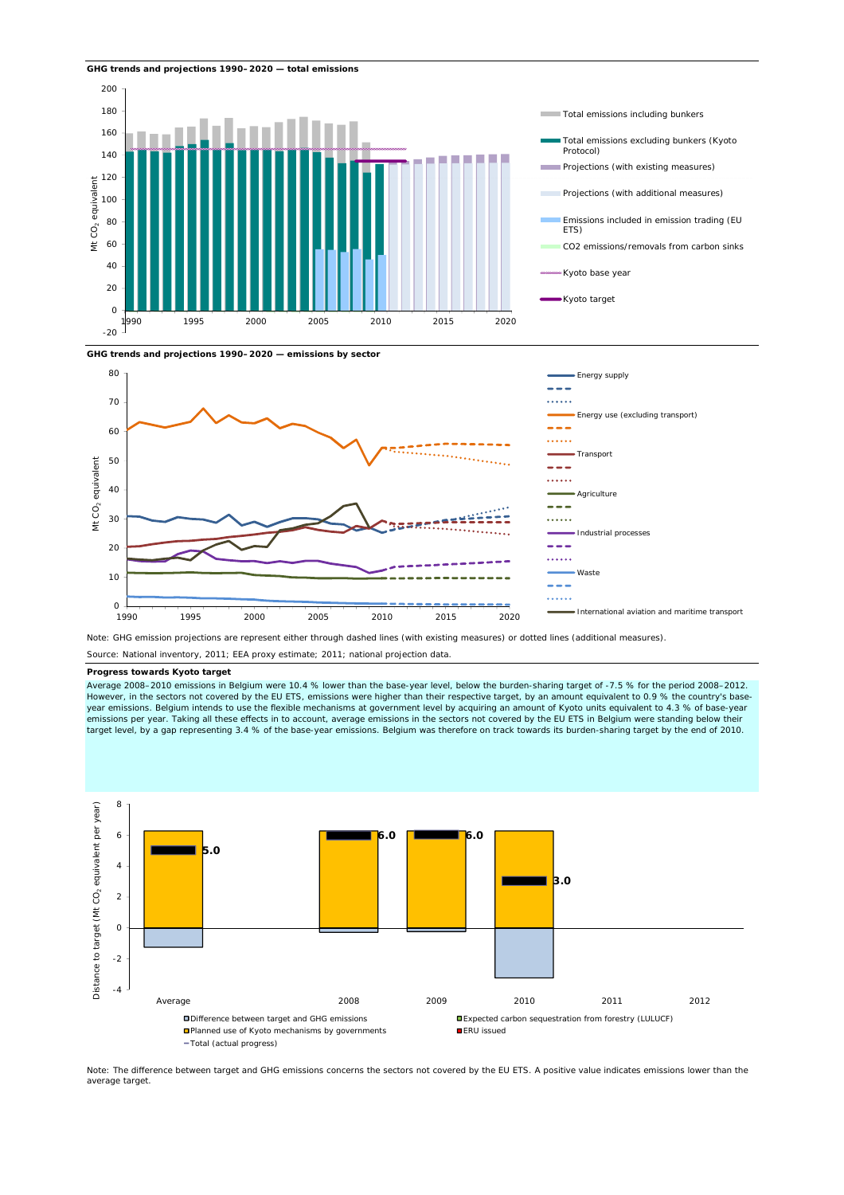**GHG trends and projections 1990–2020 — total emissions**

200
180
160
140
120
100
80
60
40
20
0
-20

Mt $CO_2$ equivalent

1990 1995 2000 2005 2010 2015 2020

Total emissions including bunkers
Total emissions excluding bunkers (Kyoto Protocol)
Projections (with existing measures)
Projections (with additional measures)
Emissions included in emission trading (EU ETS)
CO2 emissions/removals from carbon sinks
Kyoto base year
Kyoto target

**GHG trends and projections 1990–2020 — emissions by sector**

80
70
60
50
40
30
20
10
0

Mt $CO_2$ equivalent

1990 1995 2000 2005 2010 2015 2020

Energy supply
Energy use (excluding transport)
Transport
Agriculture
Industrial processes
Waste
International aviation and maritime transport

Note: GHG emission projections are represent either through dashed lines (with existing measures) or dotted lines (additional measures).

Source: National inventory, 2011; EEA proxy estimate; 2011; national projection data.

**Progress towards Kyoto target**

Average 2008–2010 emissions in Belgium were 10.4 % lower than the base-year level, below the burden-sharing target of -7.5 % for the period 2008–2012. However, in the sectors not covered by the EU ETS, emissions were higher than their respective target, by an amount equivalent to 0.9 % the country's base-year emissions. Belgium intends to use the flexible mechanisms at government level by acquiring an amount of Kyoto units equivalent to 4.3 % of base-year emissions per year. Taking all these effects in to account, average emissions in the sectors not covered by the EU ETS in Belgium were standing below their target level, by a gap representing 3.4 % of the base-year emissions. Belgium was therefore on track towards its burden-sharing target by the end of 2010.

8
6
4
2
0
-2
-4

Distance to target (Mt $CO_2$ equivalent per year)

5.0
6.0
6.0
3.0

Average 2008 2009 2010 2011 2012

Difference between target and GHG emissions
Expected carbon sequestration from forestry (LULUCF)
Planned use of Kyoto mechanisms by governments
ERU issued
Total (actual progress)

Note: The difference between target and GHG emissions concerns the sectors not covered by the EU ETS. A positive value indicates emissions lower than the average target.